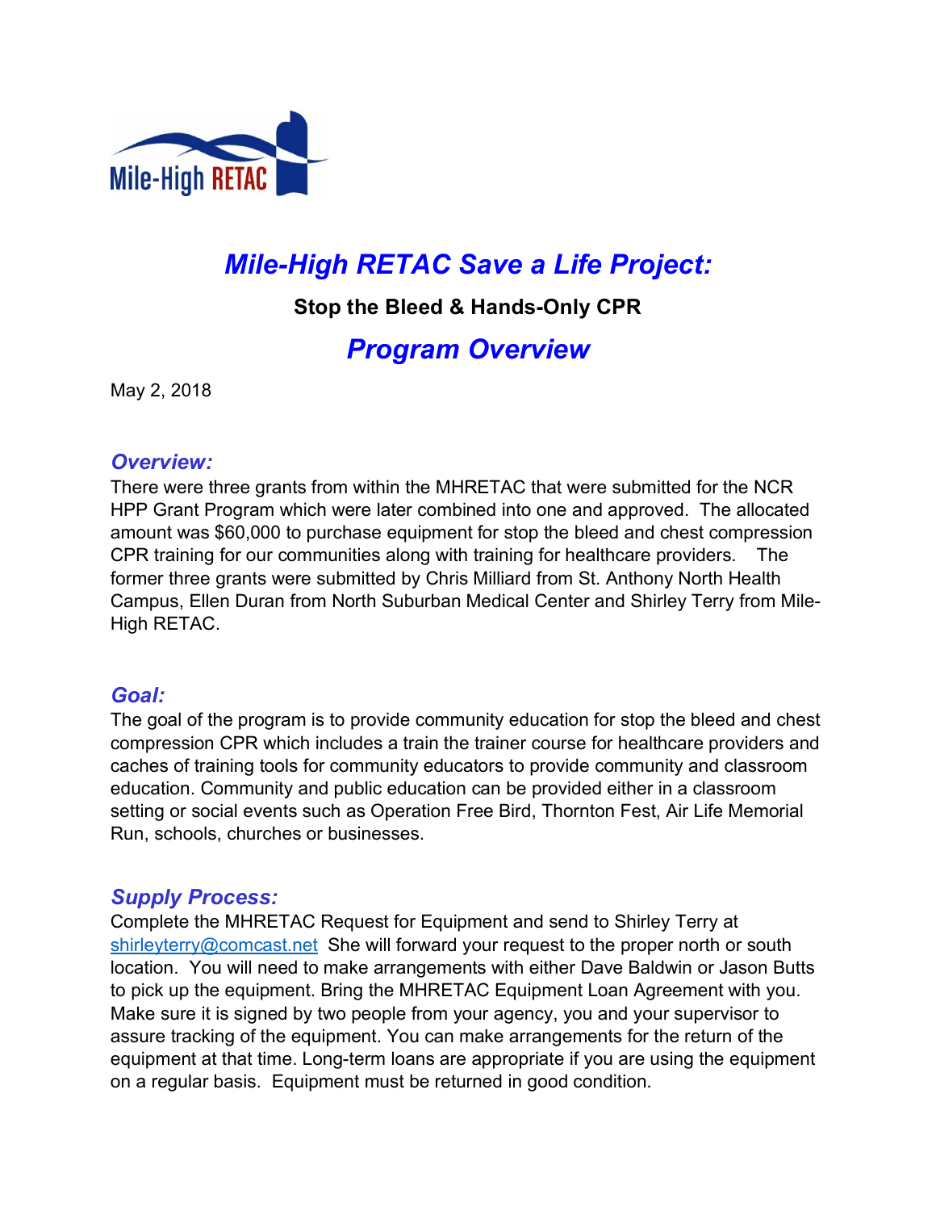# *Mile-High RETAC Save a Life Project:*

**Stop the Bleed & Hands-Only CPR**

## *Program Overview*

May 2, 2018

### *Overview:*

There were three grants from within the MHRETAC that were submitted for the NCR HPP Grant Program which were later combined into one and approved. The allocated amount was $60,000 to purchase equipment for stop the bleed and chest compression CPR training for our communities along with training for healthcare providers. The former three grants were submitted by Chris Milliard from St. Anthony North Health Campus, Ellen Duran from North Suburban Medical Center and Shirley Terry from Mile-High RETAC.

### *Goal:*

The goal of the program is to provide community education for stop the bleed and chest compression CPR which includes a train the trainer course for healthcare providers and caches of training tools for community educators to provide community and classroom education. Community and public education can be provided either in a classroom setting or social events such as Operation Free Bird, Thornton Fest, Air Life Memorial Run, schools, churches or businesses.

### *Supply Process:*

Complete the MHRETAC Request for Equipment and send to Shirley Terry at [shirleyterry@comcast.net](mailto:shirleyterry@comcast.net) She will forward your request to the proper north or south location. You will need to make arrangements with either Dave Baldwin or Jason Butts to pick up the equipment. Bring the MHRETAC Equipment Loan Agreement with you. Make sure it is signed by two people from your agency, you and your supervisor to assure tracking of the equipment. You can make arrangements for the return of the equipment at that time. Long-term loans are appropriate if you are using the equipment on a regular basis. Equipment must be returned in good condition.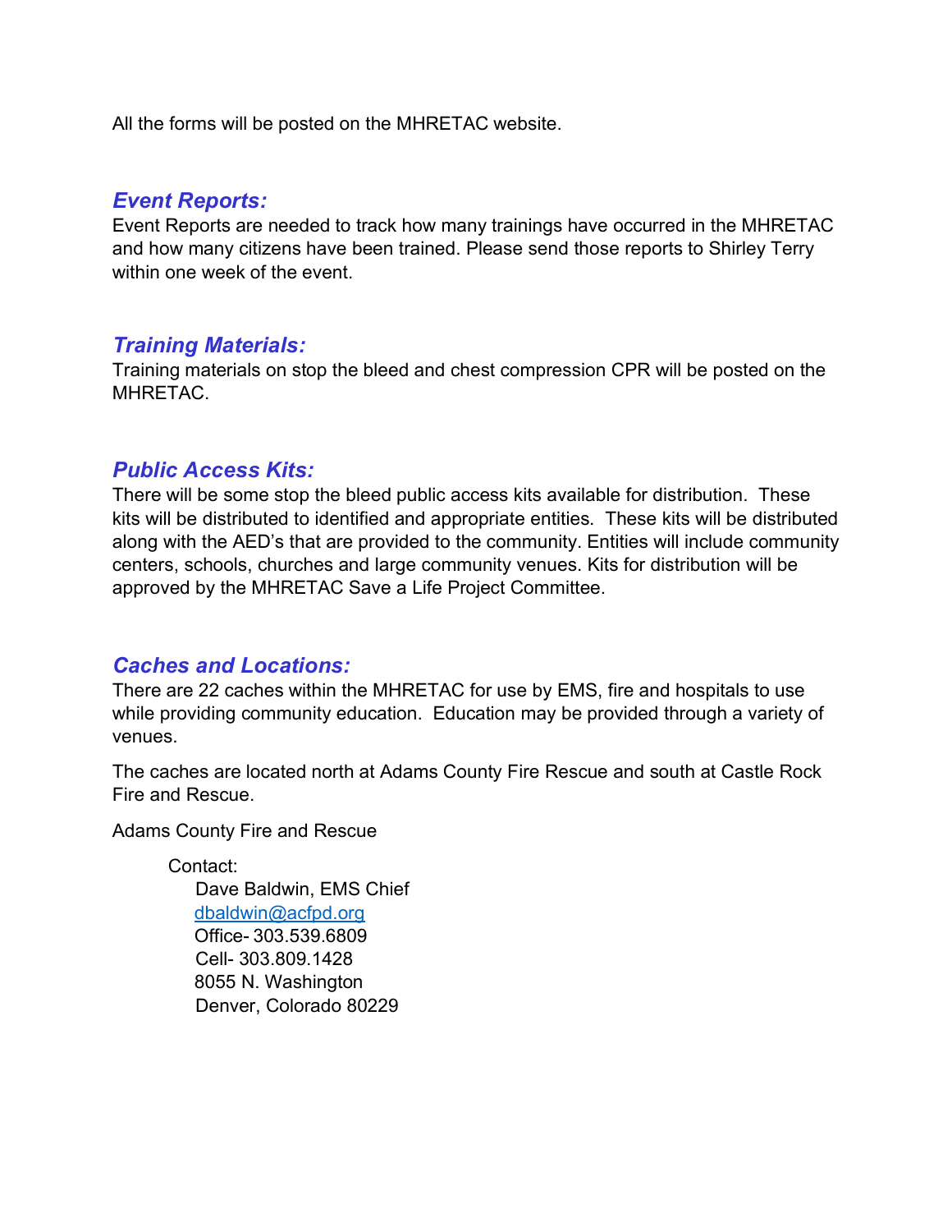All the forms will be posted on the MHRETAC website.

## *Event Reports:*

Event Reports are needed to track how many trainings have occurred in the MHRETAC and how many citizens have been trained. Please send those reports to Shirley Terry within one week of the event.

## *Training Materials:*

Training materials on stop the bleed and chest compression CPR will be posted on the MHRETAC.

## *Public Access Kits:*

There will be some stop the bleed public access kits available for distribution. These kits will be distributed to identified and appropriate entities. These kits will be distributed along with the AED's that are provided to the community. Entities will include community centers, schools, churches and large community venues. Kits for distribution will be approved by the MHRETAC Save a Life Project Committee.

## *Caches and Locations:*

There are 22 caches within the MHRETAC for use by EMS, fire and hospitals to use while providing community education. Education may be provided through a variety of venues.

The caches are located north at Adams County Fire Rescue and south at Castle Rock Fire and Rescue.

Adams County Fire and Rescue

Contact:
Dave Baldwin, EMS Chief
[dbaldwin@acfpd.org](mailto:dbaldwin@acfpd.org)
Office- 303.539.6809
Cell- 303.809.1428
8055 N. Washington
Denver, Colorado 80229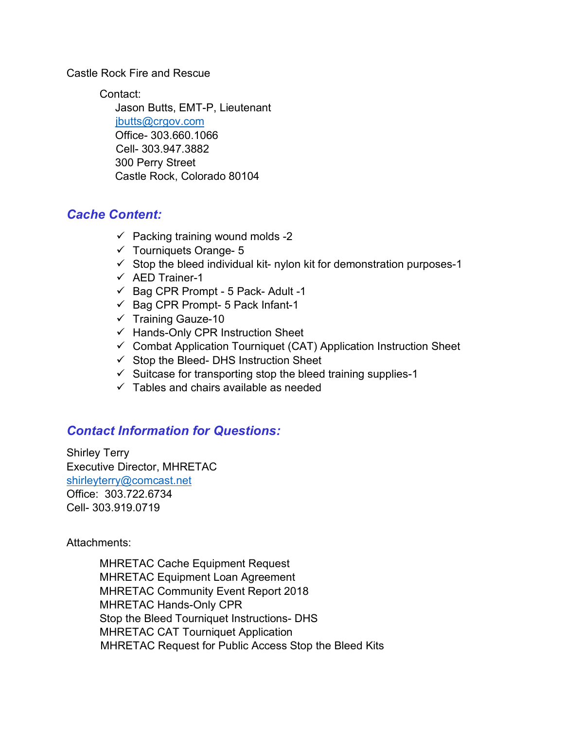Castle Rock Fire and Rescue

Contact:
Jason Butts, EMT-P, Lieutenant
jbutts@crgov.com
Office- 303.660.1066
Cell- 303.947.3882
300 Perry Street
Castle Rock, Colorado 80104

## *Cache Content:*

- ✓ Packing training wound molds -2
- ✓ Tourniquets Orange- 5
- ✓ Stop the bleed individual kit- nylon kit for demonstration purposes-1
- ✓ AED Trainer-1
- ✓ Bag CPR Prompt - 5 Pack- Adult -1
- ✓ Bag CPR Prompt- 5 Pack Infant-1
- ✓ Training Gauze-10
- ✓ Hands-Only CPR Instruction Sheet
- ✓ Combat Application Tourniquet (CAT) Application Instruction Sheet
- ✓ Stop the Bleed- DHS Instruction Sheet
- ✓ Suitcase for transporting stop the bleed training supplies-1
- ✓ Tables and chairs available as needed

## *Contact Information for Questions:*

Shirley Terry
Executive Director, MHRETAC
shirleyterry@comcast.net
Office: 303.722.6734
Cell- 303.919.0719

Attachments:

MHRETAC Cache Equipment Request
MHRETAC Equipment Loan Agreement
MHRETAC Community Event Report 2018
MHRETAC Hands-Only CPR
Stop the Bleed Tourniquet Instructions- DHS
MHRETAC CAT Tourniquet Application
MHRETAC Request for Public Access Stop the Bleed Kits